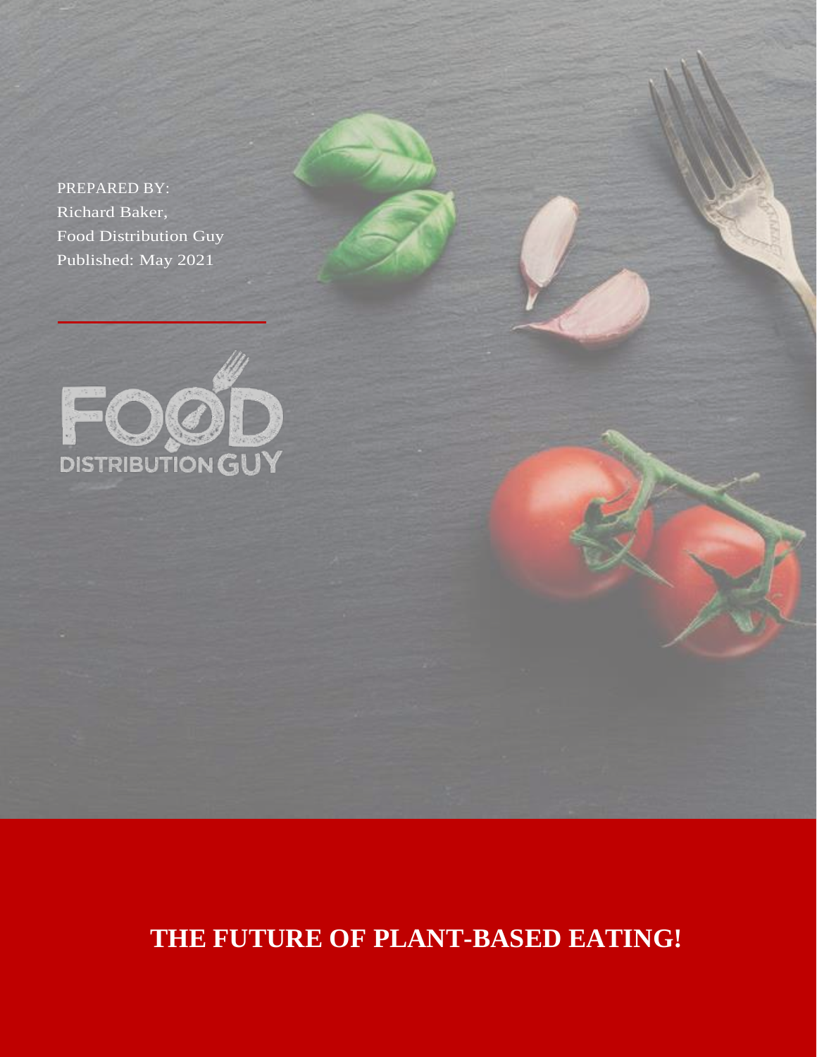PREPARED BY:
Richard Baker,
Food Distribution Guy
Published: May 2021

FOOD DISTRIBUTION GUY

# THE FUTURE OF PLANT-BASED EATING!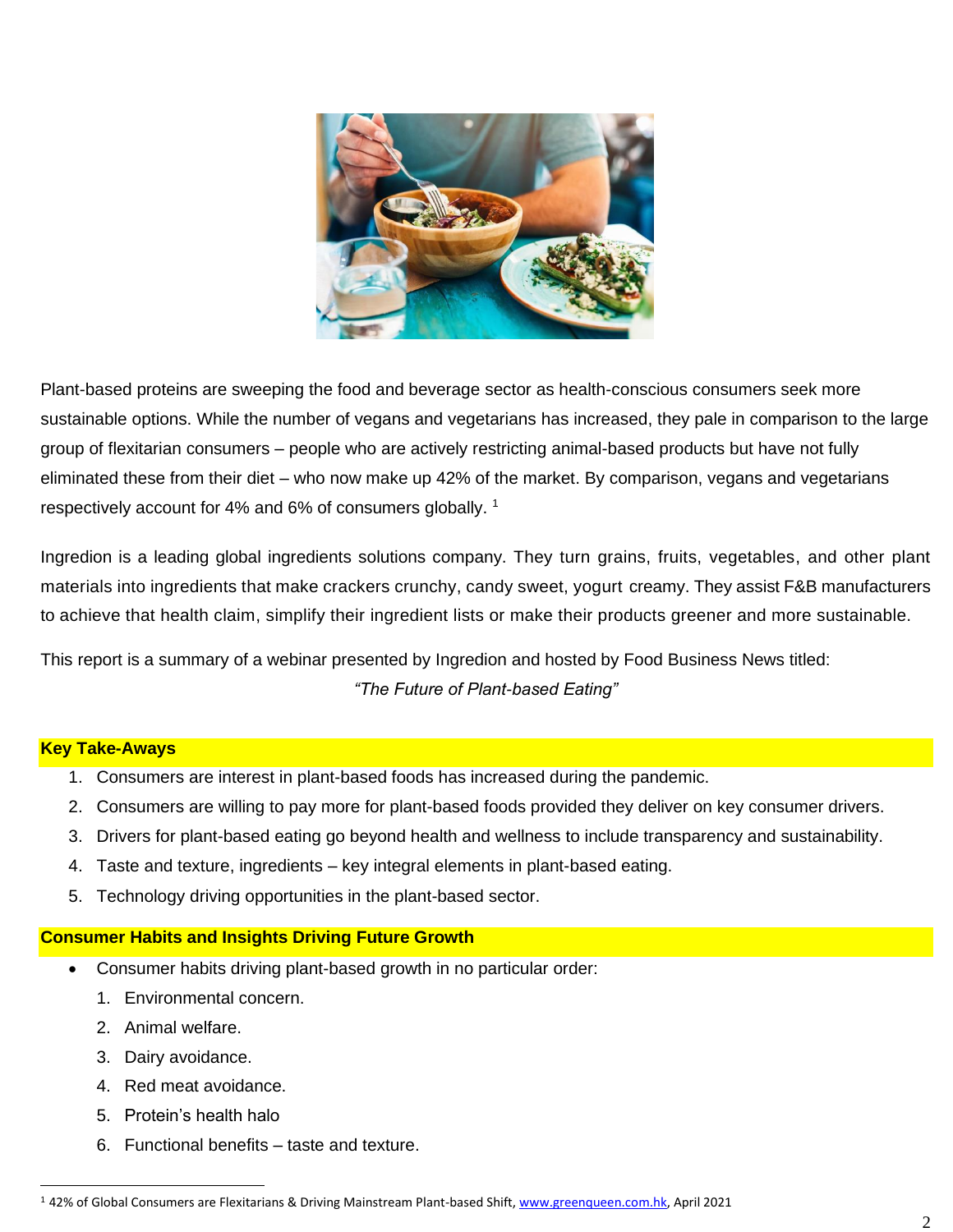Plant-based proteins are sweeping the food and beverage sector as health-conscious consumers seek more sustainable options. While the number of vegans and vegetarians has increased, they pale in comparison to the large group of flexitarian consumers – people who are actively restricting animal-based products but have not fully eliminated these from their diet – who now make up 42% of the market. By comparison, vegans and vegetarians respectively account for 4% and 6% of consumers globally. [1]

Ingredion is a leading global ingredients solutions company. They turn grains, fruits, vegetables, and other plant materials into ingredients that make crackers crunchy, candy sweet, yogurt creamy. They assist F&B manufacturers to achieve that health claim, simplify their ingredient lists or make their products greener and more sustainable.

This report is a summary of a webinar presented by Ingredion and hosted by Food Business News titled:

*"The Future of Plant-based Eating"*

## Key Take-Aways

1. Consumers are interest in plant-based foods has increased during the pandemic.
2. Consumers are willing to pay more for plant-based foods provided they deliver on key consumer drivers.
3. Drivers for plant-based eating go beyond health and wellness to include transparency and sustainability.
4. Taste and texture, ingredients – key integral elements in plant-based eating.
5. Technology driving opportunities in the plant-based sector.

## Consumer Habits and Insights Driving Future Growth

- Consumer habits driving plant-based growth in no particular order:
  1. Environmental concern.
  2. Animal welfare.
  3. Dairy avoidance.
  4. Red meat avoidance.
  5. Protein's health halo
  6. Functional benefits – taste and texture.

---

[1] 42% of Global Consumers are Flexitarians & Driving Mainstream Plant-based Shift, www.greenqueen.com.hk, April 2021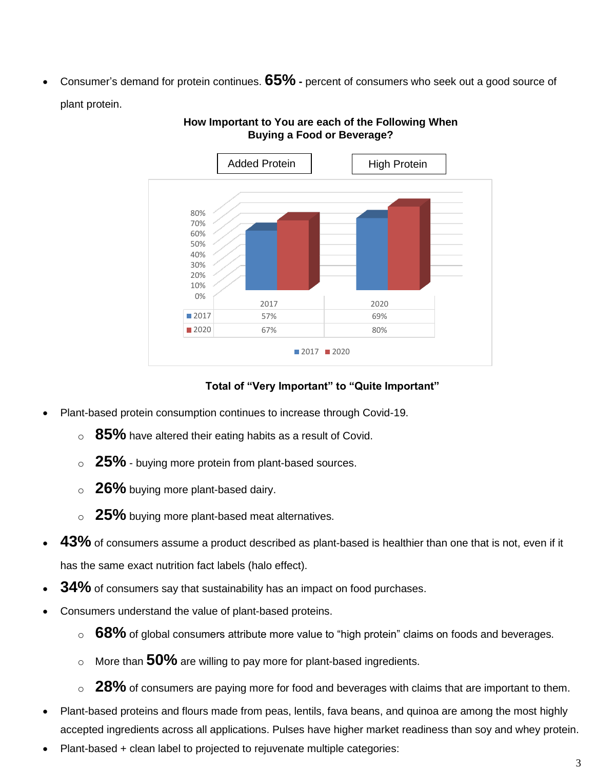- Consumer's demand for protein continues. **65%** - percent of consumers who seek out a good source of plant protein.

**How Important to You are each of the Following When Buying a Food or Beverage?**

| | Added Protein | High Protein |
|---|---|---|
| | 2017 | 2020 |
| 2017 | 57% | 69% |
| 2020 | 67% | 80% |

**Total of "Very Important" to "Quite Important"**

- Plant-based protein consumption continues to increase through Covid-19.
  - **85%** have altered their eating habits as a result of Covid.
  - **25%** - buying more protein from plant-based sources.
  - **26%** buying more plant-based dairy.
  - **25%** buying more plant-based meat alternatives.
- **43%** of consumers assume a product described as plant-based is healthier than one that is not, even if it has the same exact nutrition fact labels (halo effect).
- **34%** of consumers say that sustainability has an impact on food purchases.
- Consumers understand the value of plant-based proteins.
  - **68%** of global consumers attribute more value to "high protein" claims on foods and beverages.
  - More than **50%** are willing to pay more for plant-based ingredients.
  - **28%** of consumers are paying more for food and beverages with claims that are important to them.
- Plant-based proteins and flours made from peas, lentils, fava beans, and quinoa are among the most highly accepted ingredients across all applications. Pulses have higher market readiness than soy and whey protein.
- Plant-based + clean label to projected to rejuvenate multiple categories: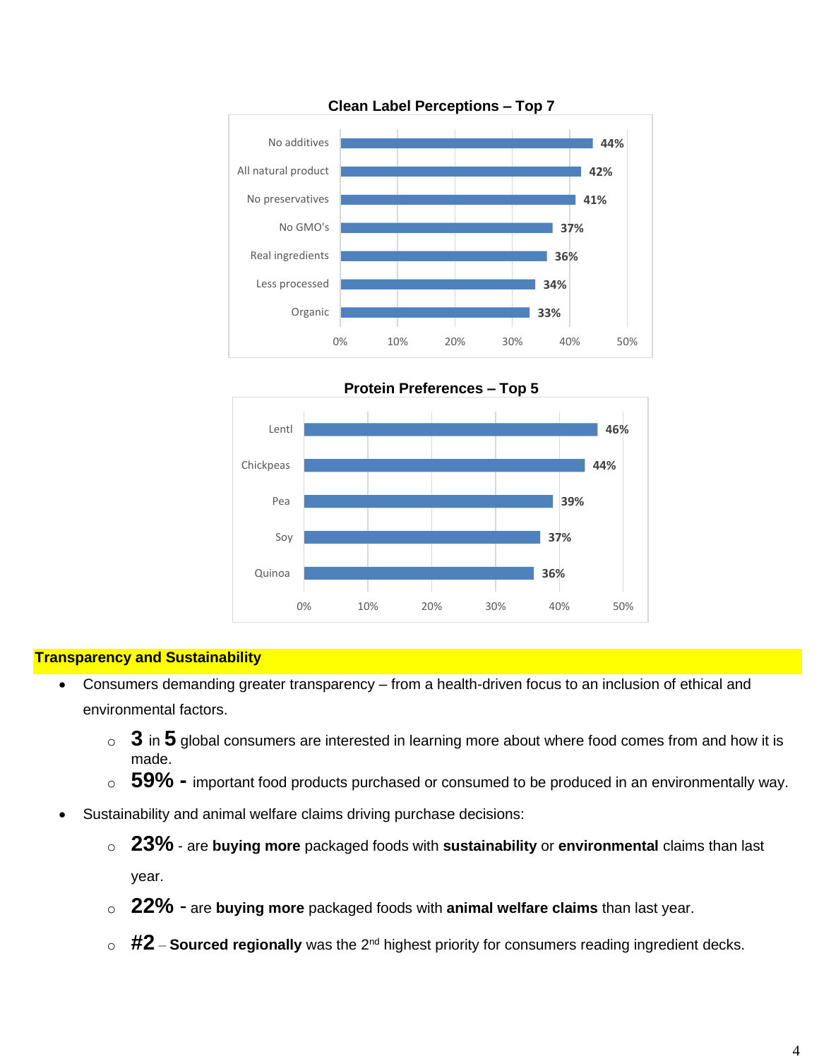**Clean Label Perceptions – Top 7**

| Perception | % |
|---|---|
| No additives | 44% |
| All natural product | 42% |
| No preservatives | 41% |
| No GMO's | 37% |
| Real ingredients | 36% |
| Less processed | 34% |
| Organic | 33% |

**Protein Preferences – Top 5**

| Protein | % |
|---|---|
| Lentl | 46% |
| Chickpeas | 44% |
| Pea | 39% |
| Soy | 37% |
| Quinoa | 36% |

## Transparency and Sustainability

- Consumers demanding greater transparency – from a health-driven focus to an inclusion of ethical and environmental factors.
  - **3** in **5** global consumers are interested in learning more about where food comes from and how it is made.
  - **59% -** important food products purchased or consumed to be produced in an environmentally way.
- Sustainability and animal welfare claims driving purchase decisions:
  - **23%** - are **buying more** packaged foods with **sustainability** or **environmental** claims than last year.
  - **22% -** are **buying more** packaged foods with **animal welfare claims** than last year.
  - **#2** – **Sourced regionally** was the 2nd highest priority for consumers reading ingredient decks.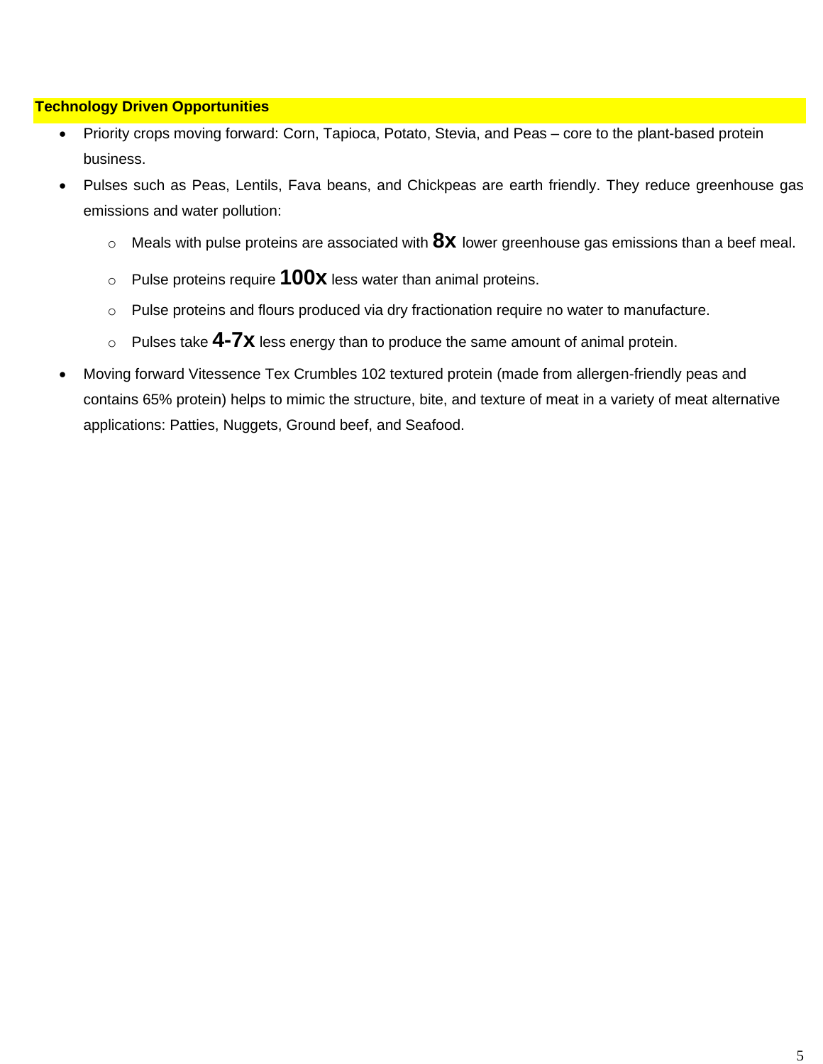**Technology Driven Opportunities**

- Priority crops moving forward: Corn, Tapioca, Potato, Stevia, and Peas – core to the plant-based protein business.
- Pulses such as Peas, Lentils, Fava beans, and Chickpeas are earth friendly. They reduce greenhouse gas emissions and water pollution:
  - Meals with pulse proteins are associated with **8x** lower greenhouse gas emissions than a beef meal.
  - Pulse proteins require **100x** less water than animal proteins.
  - Pulse proteins and flours produced via dry fractionation require no water to manufacture.
  - Pulses take **4-7x** less energy than to produce the same amount of animal protein.
- Moving forward Vitessence Tex Crumbles 102 textured protein (made from allergen-friendly peas and contains 65% protein) helps to mimic the structure, bite, and texture of meat in a variety of meat alternative applications: Patties, Nuggets, Ground beef, and Seafood.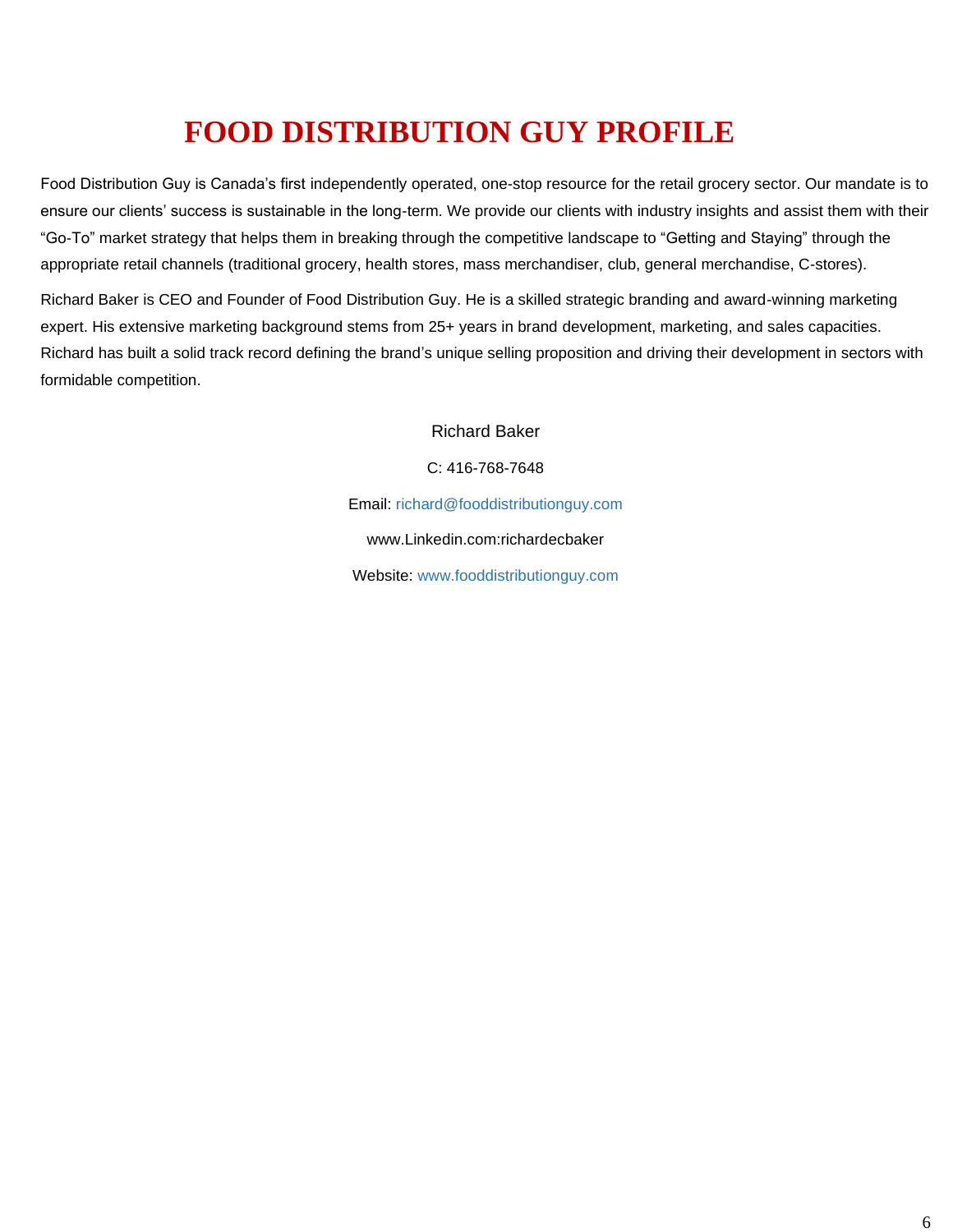# FOOD DISTRIBUTION GUY PROFILE

Food Distribution Guy is Canada's first independently operated, one-stop resource for the retail grocery sector. Our mandate is to ensure our clients' success is sustainable in the long-term. We provide our clients with industry insights and assist them with their "Go-To" market strategy that helps them in breaking through the competitive landscape to "Getting and Staying" through the appropriate retail channels (traditional grocery, health stores, mass merchandiser, club, general merchandise, C-stores).

Richard Baker is CEO and Founder of Food Distribution Guy. He is a skilled strategic branding and award-winning marketing expert. His extensive marketing background stems from 25+ years in brand development, marketing, and sales capacities. Richard has built a solid track record defining the brand's unique selling proposition and driving their development in sectors with formidable competition.

Richard Baker

C: 416-768-7648

Email: richard@fooddistributionguy.com

www.Linkedin.com:richardecbaker

Website: www.fooddistributionguy.com